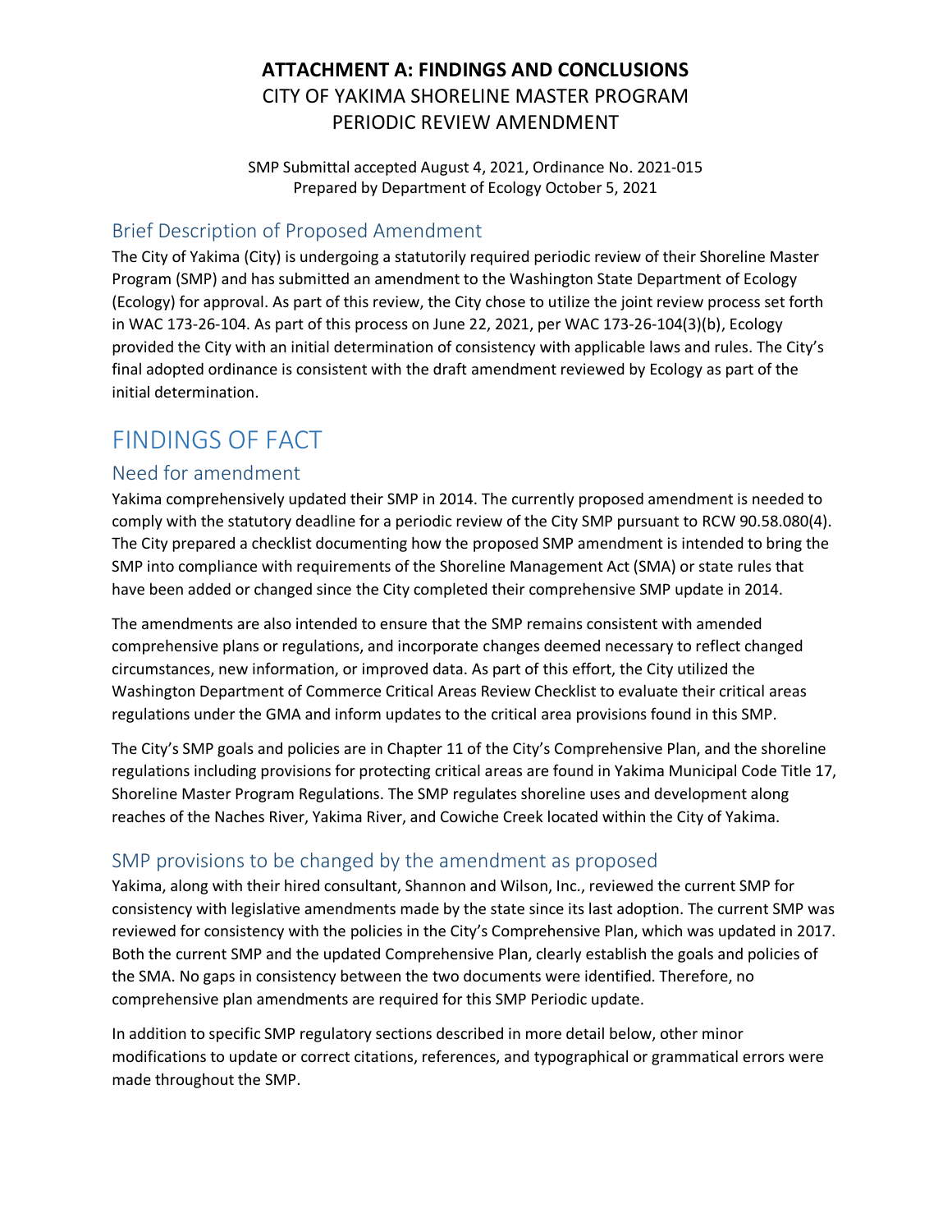# ATTACHMENT A: FINDINGS AND CONCLUSIONS

CITY OF YAKIMA SHORELINE MASTER PROGRAM
PERIODIC REVIEW AMENDMENT

SMP Submittal accepted August 4, 2021, Ordinance No. 2021-015
Prepared by Department of Ecology October 5, 2021

## Brief Description of Proposed Amendment

The City of Yakima (City) is undergoing a statutorily required periodic review of their Shoreline Master Program (SMP) and has submitted an amendment to the Washington State Department of Ecology (Ecology) for approval. As part of this review, the City chose to utilize the joint review process set forth in WAC 173-26-104. As part of this process on June 22, 2021, per WAC 173-26-104(3)(b), Ecology provided the City with an initial determination of consistency with applicable laws and rules. The City's final adopted ordinance is consistent with the draft amendment reviewed by Ecology as part of the initial determination.

# FINDINGS OF FACT

## Need for amendment

Yakima comprehensively updated their SMP in 2014. The currently proposed amendment is needed to comply with the statutory deadline for a periodic review of the City SMP pursuant to RCW 90.58.080(4). The City prepared a checklist documenting how the proposed SMP amendment is intended to bring the SMP into compliance with requirements of the Shoreline Management Act (SMA) or state rules that have been added or changed since the City completed their comprehensive SMP update in 2014.

The amendments are also intended to ensure that the SMP remains consistent with amended comprehensive plans or regulations, and incorporate changes deemed necessary to reflect changed circumstances, new information, or improved data. As part of this effort, the City utilized the Washington Department of Commerce Critical Areas Review Checklist to evaluate their critical areas regulations under the GMA and inform updates to the critical area provisions found in this SMP.

The City's SMP goals and policies are in Chapter 11 of the City's Comprehensive Plan, and the shoreline regulations including provisions for protecting critical areas are found in Yakima Municipal Code Title 17, Shoreline Master Program Regulations. The SMP regulates shoreline uses and development along reaches of the Naches River, Yakima River, and Cowiche Creek located within the City of Yakima.

## SMP provisions to be changed by the amendment as proposed

Yakima, along with their hired consultant, Shannon and Wilson, Inc., reviewed the current SMP for consistency with legislative amendments made by the state since its last adoption. The current SMP was reviewed for consistency with the policies in the City's Comprehensive Plan, which was updated in 2017. Both the current SMP and the updated Comprehensive Plan, clearly establish the goals and policies of the SMA. No gaps in consistency between the two documents were identified. Therefore, no comprehensive plan amendments are required for this SMP Periodic update.

In addition to specific SMP regulatory sections described in more detail below, other minor modifications to update or correct citations, references, and typographical or grammatical errors were made throughout the SMP.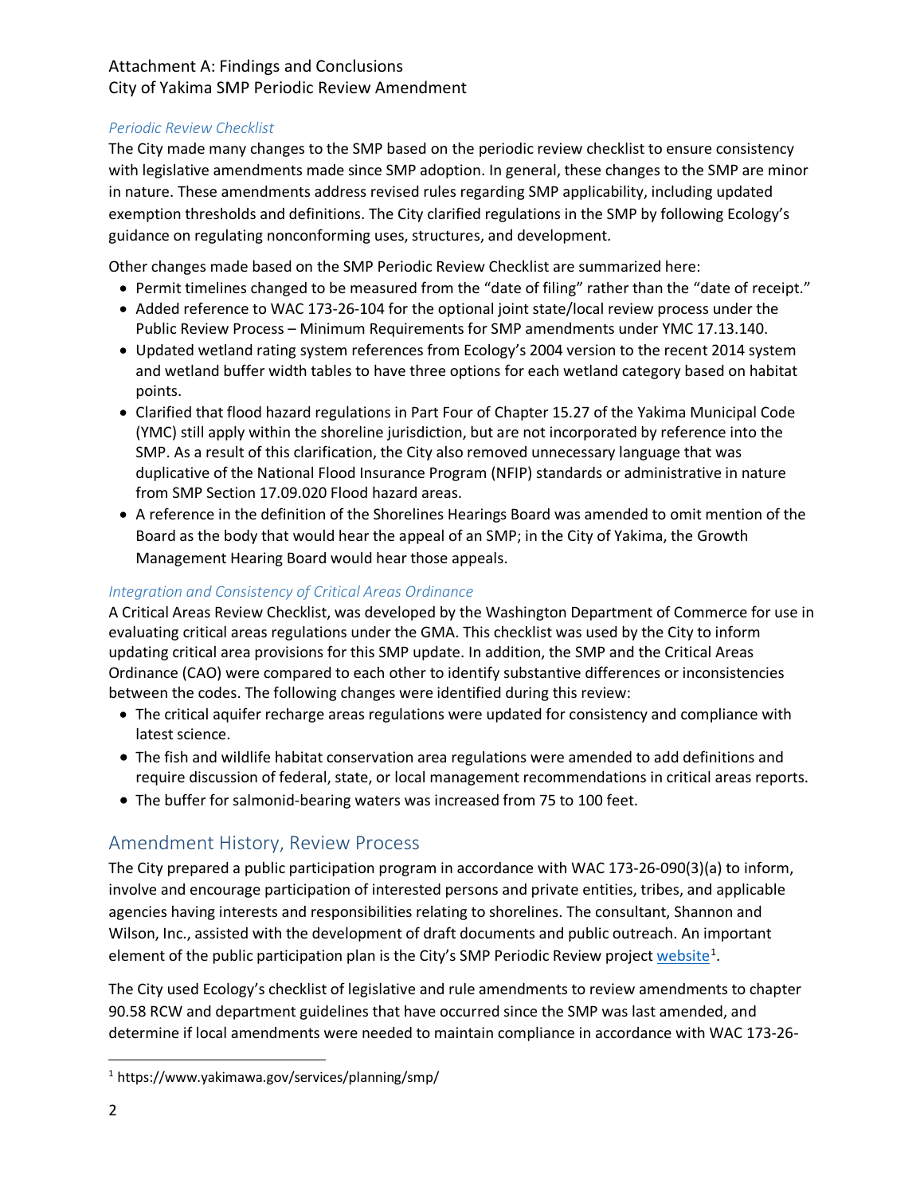*Periodic Review Checklist*

The City made many changes to the SMP based on the periodic review checklist to ensure consistency with legislative amendments made since SMP adoption. In general, these changes to the SMP are minor in nature. These amendments address revised rules regarding SMP applicability, including updated exemption thresholds and definitions. The City clarified regulations in the SMP by following Ecology's guidance on regulating nonconforming uses, structures, and development.

Other changes made based on the SMP Periodic Review Checklist are summarized here:

- Permit timelines changed to be measured from the "date of filing" rather than the "date of receipt."
- Added reference to WAC 173-26-104 for the optional joint state/local review process under the Public Review Process – Minimum Requirements for SMP amendments under YMC 17.13.140.
- Updated wetland rating system references from Ecology's 2004 version to the recent 2014 system and wetland buffer width tables to have three options for each wetland category based on habitat points.
- Clarified that flood hazard regulations in Part Four of Chapter 15.27 of the Yakima Municipal Code (YMC) still apply within the shoreline jurisdiction, but are not incorporated by reference into the SMP. As a result of this clarification, the City also removed unnecessary language that was duplicative of the National Flood Insurance Program (NFIP) standards or administrative in nature from SMP Section 17.09.020 Flood hazard areas.
- A reference in the definition of the Shorelines Hearings Board was amended to omit mention of the Board as the body that would hear the appeal of an SMP; in the City of Yakima, the Growth Management Hearing Board would hear those appeals.

*Integration and Consistency of Critical Areas Ordinance*

A Critical Areas Review Checklist, was developed by the Washington Department of Commerce for use in evaluating critical areas regulations under the GMA. This checklist was used by the City to inform updating critical area provisions for this SMP update. In addition, the SMP and the Critical Areas Ordinance (CAO) were compared to each other to identify substantive differences or inconsistencies between the codes. The following changes were identified during this review:

- The critical aquifer recharge areas regulations were updated for consistency and compliance with latest science.
- The fish and wildlife habitat conservation area regulations were amended to add definitions and require discussion of federal, state, or local management recommendations in critical areas reports.
- The buffer for salmonid-bearing waters was increased from 75 to 100 feet.

## Amendment History, Review Process

The City prepared a public participation program in accordance with WAC 173-26-090(3)(a) to inform, involve and encourage participation of interested persons and private entities, tribes, and applicable agencies having interests and responsibilities relating to shorelines. The consultant, Shannon and Wilson, Inc., assisted with the development of draft documents and public outreach. An important element of the public participation plan is the City's SMP Periodic Review project website[1].

The City used Ecology's checklist of legislative and rule amendments to review amendments to chapter 90.58 RCW and department guidelines that have occurred since the SMP was last amended, and determine if local amendments were needed to maintain compliance in accordance with WAC 173-26-

[1] https://www.yakimawa.gov/services/planning/smp/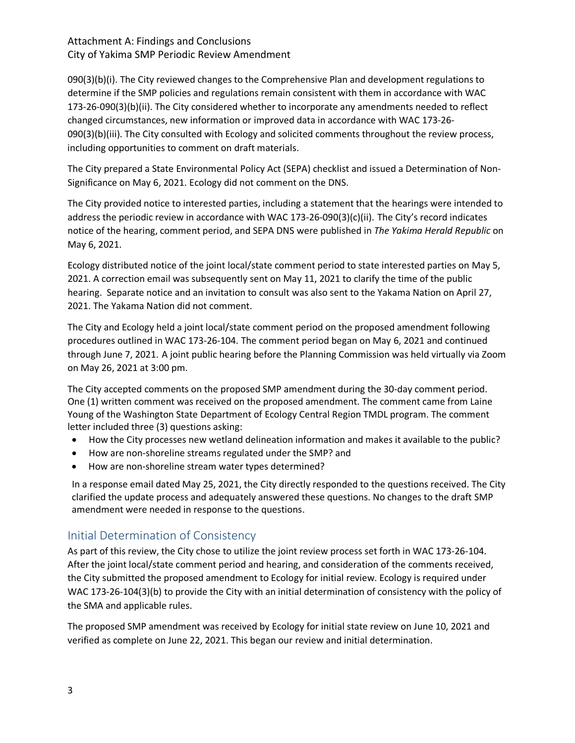090(3)(b)(i). The City reviewed changes to the Comprehensive Plan and development regulations to determine if the SMP policies and regulations remain consistent with them in accordance with WAC 173-26-090(3)(b)(ii). The City considered whether to incorporate any amendments needed to reflect changed circumstances, new information or improved data in accordance with WAC 173-26-090(3)(b)(iii). The City consulted with Ecology and solicited comments throughout the review process, including opportunities to comment on draft materials.

The City prepared a State Environmental Policy Act (SEPA) checklist and issued a Determination of Non-Significance on May 6, 2021. Ecology did not comment on the DNS.

The City provided notice to interested parties, including a statement that the hearings were intended to address the periodic review in accordance with WAC 173-26-090(3)(c)(ii). The City's record indicates notice of the hearing, comment period, and SEPA DNS were published in *The Yakima Herald Republic* on May 6, 2021.

Ecology distributed notice of the joint local/state comment period to state interested parties on May 5, 2021. A correction email was subsequently sent on May 11, 2021 to clarify the time of the public hearing. Separate notice and an invitation to consult was also sent to the Yakama Nation on April 27, 2021. The Yakama Nation did not comment.

The City and Ecology held a joint local/state comment period on the proposed amendment following procedures outlined in WAC 173-26-104. The comment period began on May 6, 2021 and continued through June 7, 2021. A joint public hearing before the Planning Commission was held virtually via Zoom on May 26, 2021 at 3:00 pm.

The City accepted comments on the proposed SMP amendment during the 30-day comment period. One (1) written comment was received on the proposed amendment. The comment came from Laine Young of the Washington State Department of Ecology Central Region TMDL program. The comment letter included three (3) questions asking:

- How the City processes new wetland delineation information and makes it available to the public?
- How are non-shoreline streams regulated under the SMP? and
- How are non-shoreline stream water types determined?

In a response email dated May 25, 2021, the City directly responded to the questions received. The City clarified the update process and adequately answered these questions. No changes to the draft SMP amendment were needed in response to the questions.

## Initial Determination of Consistency

As part of this review, the City chose to utilize the joint review process set forth in WAC 173-26-104. After the joint local/state comment period and hearing, and consideration of the comments received, the City submitted the proposed amendment to Ecology for initial review. Ecology is required under WAC 173-26-104(3)(b) to provide the City with an initial determination of consistency with the policy of the SMA and applicable rules.

The proposed SMP amendment was received by Ecology for initial state review on June 10, 2021 and verified as complete on June 22, 2021. This began our review and initial determination.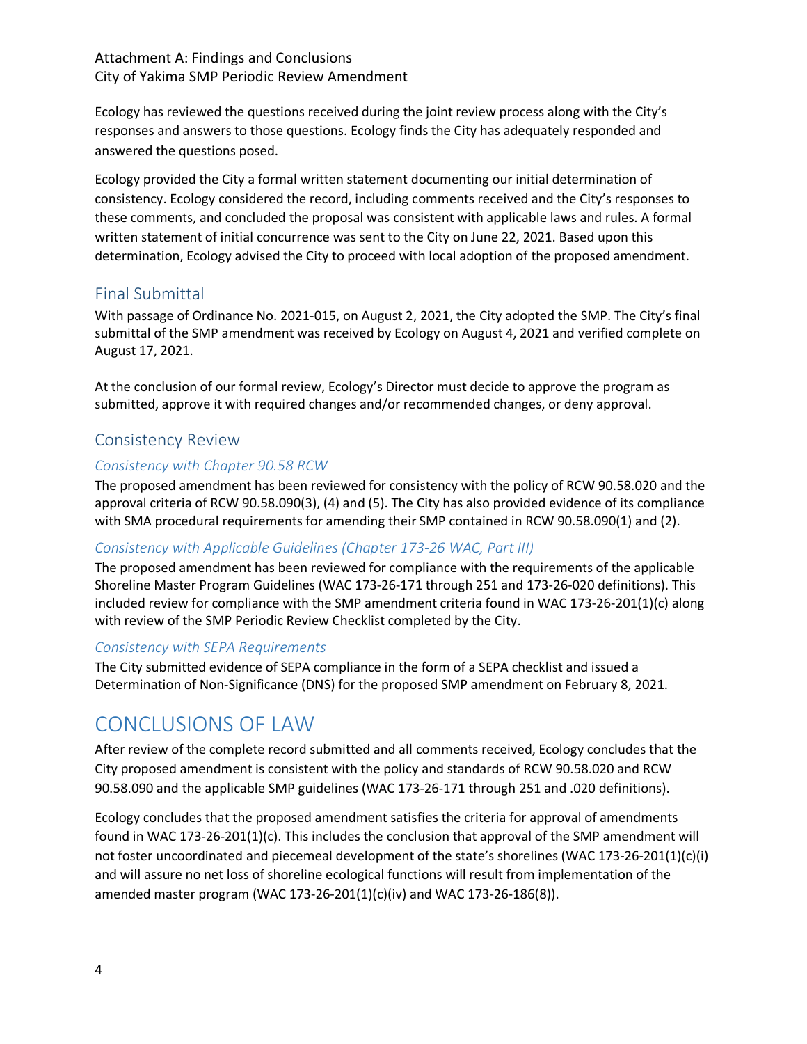Ecology has reviewed the questions received during the joint review process along with the City's responses and answers to those questions. Ecology finds the City has adequately responded and answered the questions posed.

Ecology provided the City a formal written statement documenting our initial determination of consistency. Ecology considered the record, including comments received and the City's responses to these comments, and concluded the proposal was consistent with applicable laws and rules. A formal written statement of initial concurrence was sent to the City on June 22, 2021. Based upon this determination, Ecology advised the City to proceed with local adoption of the proposed amendment.

## Final Submittal

With passage of Ordinance No. 2021-015, on August 2, 2021, the City adopted the SMP. The City's final submittal of the SMP amendment was received by Ecology on August 4, 2021 and verified complete on August 17, 2021.

At the conclusion of our formal review, Ecology's Director must decide to approve the program as submitted, approve it with required changes and/or recommended changes, or deny approval.

## Consistency Review

### *Consistency with Chapter 90.58 RCW*

The proposed amendment has been reviewed for consistency with the policy of RCW 90.58.020 and the approval criteria of RCW 90.58.090(3), (4) and (5). The City has also provided evidence of its compliance with SMA procedural requirements for amending their SMP contained in RCW 90.58.090(1) and (2).

### *Consistency with Applicable Guidelines (Chapter 173-26 WAC, Part III)*

The proposed amendment has been reviewed for compliance with the requirements of the applicable Shoreline Master Program Guidelines (WAC 173-26-171 through 251 and 173-26-020 definitions). This included review for compliance with the SMP amendment criteria found in WAC 173-26-201(1)(c) along with review of the SMP Periodic Review Checklist completed by the City.

### *Consistency with SEPA Requirements*

The City submitted evidence of SEPA compliance in the form of a SEPA checklist and issued a Determination of Non-Significance (DNS) for the proposed SMP amendment on February 8, 2021.

# CONCLUSIONS OF LAW

After review of the complete record submitted and all comments received, Ecology concludes that the City proposed amendment is consistent with the policy and standards of RCW 90.58.020 and RCW 90.58.090 and the applicable SMP guidelines (WAC 173-26-171 through 251 and .020 definitions).

Ecology concludes that the proposed amendment satisfies the criteria for approval of amendments found in WAC 173-26-201(1)(c). This includes the conclusion that approval of the SMP amendment will not foster uncoordinated and piecemeal development of the state's shorelines (WAC 173-26-201(1)(c)(i) and will assure no net loss of shoreline ecological functions will result from implementation of the amended master program (WAC 173-26-201(1)(c)(iv) and WAC 173-26-186(8)).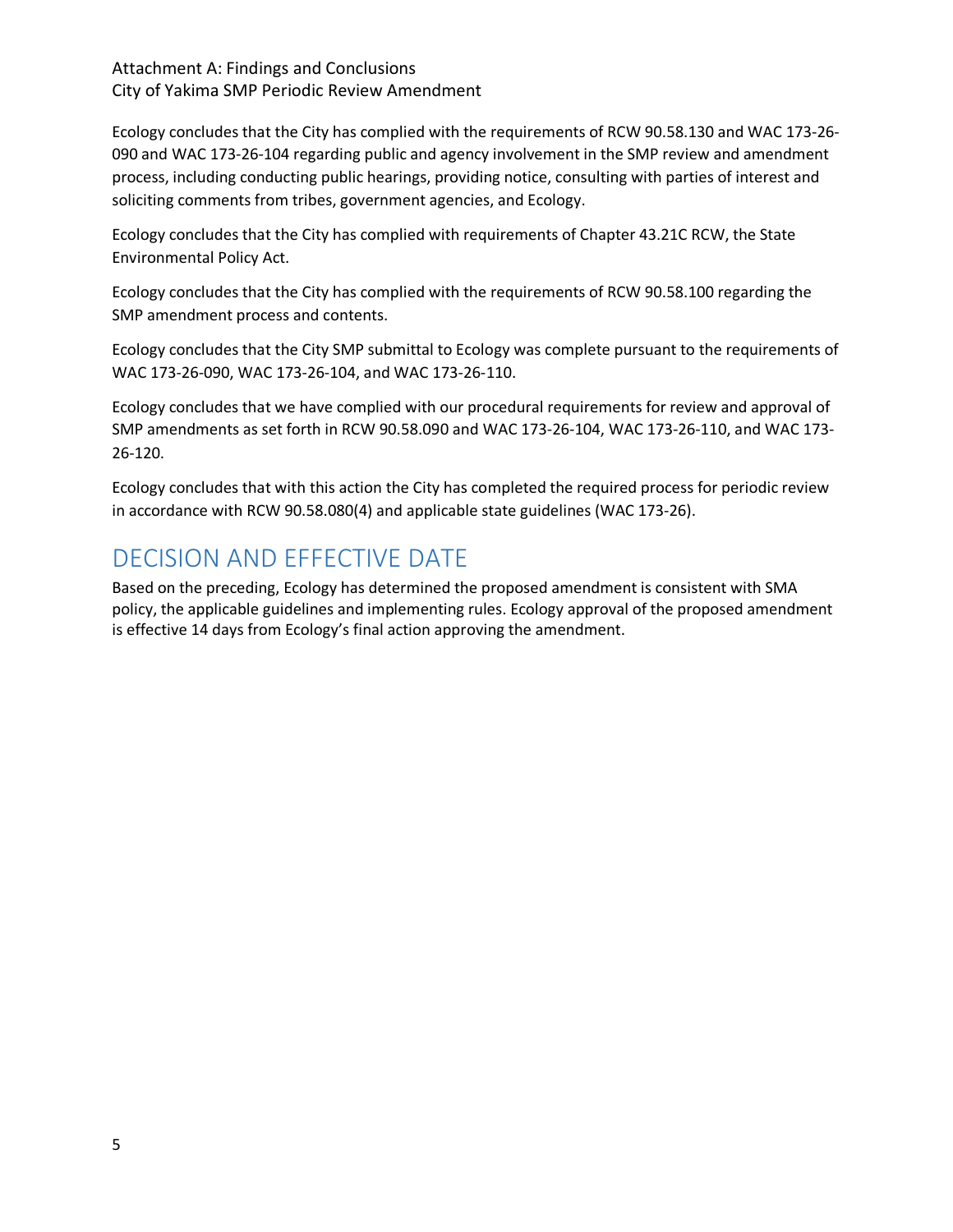Ecology concludes that the City has complied with the requirements of RCW 90.58.130 and WAC 173-26-090 and WAC 173-26-104 regarding public and agency involvement in the SMP review and amendment process, including conducting public hearings, providing notice, consulting with parties of interest and soliciting comments from tribes, government agencies, and Ecology.

Ecology concludes that the City has complied with requirements of Chapter 43.21C RCW, the State Environmental Policy Act.

Ecology concludes that the City has complied with the requirements of RCW 90.58.100 regarding the SMP amendment process and contents.

Ecology concludes that the City SMP submittal to Ecology was complete pursuant to the requirements of WAC 173-26-090, WAC 173-26-104, and WAC 173-26-110.

Ecology concludes that we have complied with our procedural requirements for review and approval of SMP amendments as set forth in RCW 90.58.090 and WAC 173-26-104, WAC 173-26-110, and WAC 173-26-120.

Ecology concludes that with this action the City has completed the required process for periodic review in accordance with RCW 90.58.080(4) and applicable state guidelines (WAC 173-26).

## DECISION AND EFFECTIVE DATE

Based on the preceding, Ecology has determined the proposed amendment is consistent with SMA policy, the applicable guidelines and implementing rules. Ecology approval of the proposed amendment is effective 14 days from Ecology's final action approving the amendment.